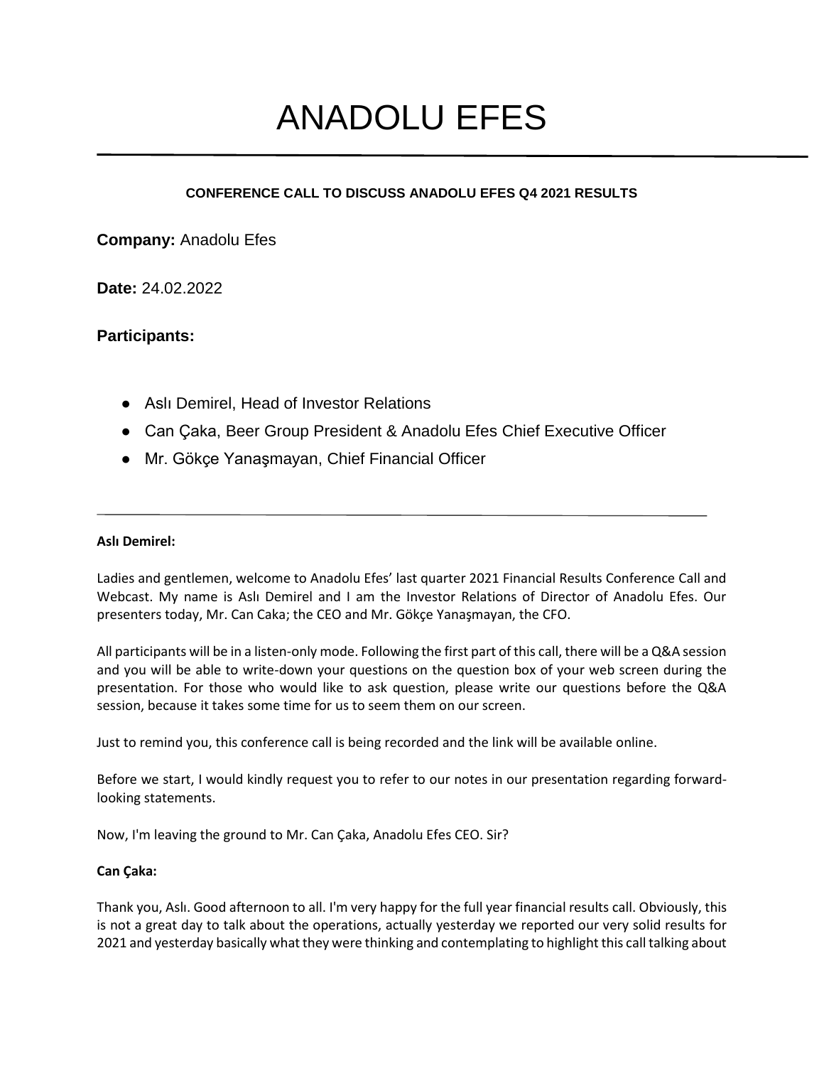# ANADOLU EFES

---

**CONFERENCE CALL TO DISCUSS ANADOLU EFES Q4 2021 RESULTS**

**Company:** Anadolu Efes

**Date:** 24.02.2022

**Participants:**

- Aslı Demirel, Head of Investor Relations
- Can Çaka, Beer Group President & Anadolu Efes Chief Executive Officer
- Mr. Gökçe Yanaşmayan, Chief Financial Officer

---

**Aslı Demirel:**

Ladies and gentlemen, welcome to Anadolu Efes' last quarter 2021 Financial Results Conference Call and Webcast. My name is Aslı Demirel and I am the Investor Relations of Director of Anadolu Efes. Our presenters today, Mr. Can Caka; the CEO and Mr. Gökçe Yanaşmayan, the CFO.

All participants will be in a listen-only mode. Following the first part of this call, there will be a Q&A session and you will be able to write-down your questions on the question box of your web screen during the presentation. For those who would like to ask question, please write our questions before the Q&A session, because it takes some time for us to seem them on our screen.

Just to remind you, this conference call is being recorded and the link will be available online.

Before we start, I would kindly request you to refer to our notes in our presentation regarding forward-looking statements.

Now, I'm leaving the ground to Mr. Can Çaka, Anadolu Efes CEO. Sir?

**Can Çaka:**

Thank you, Aslı. Good afternoon to all. I'm very happy for the full year financial results call. Obviously, this is not a great day to talk about the operations, actually yesterday we reported our very solid results for 2021 and yesterday basically what they were thinking and contemplating to highlight this call talking about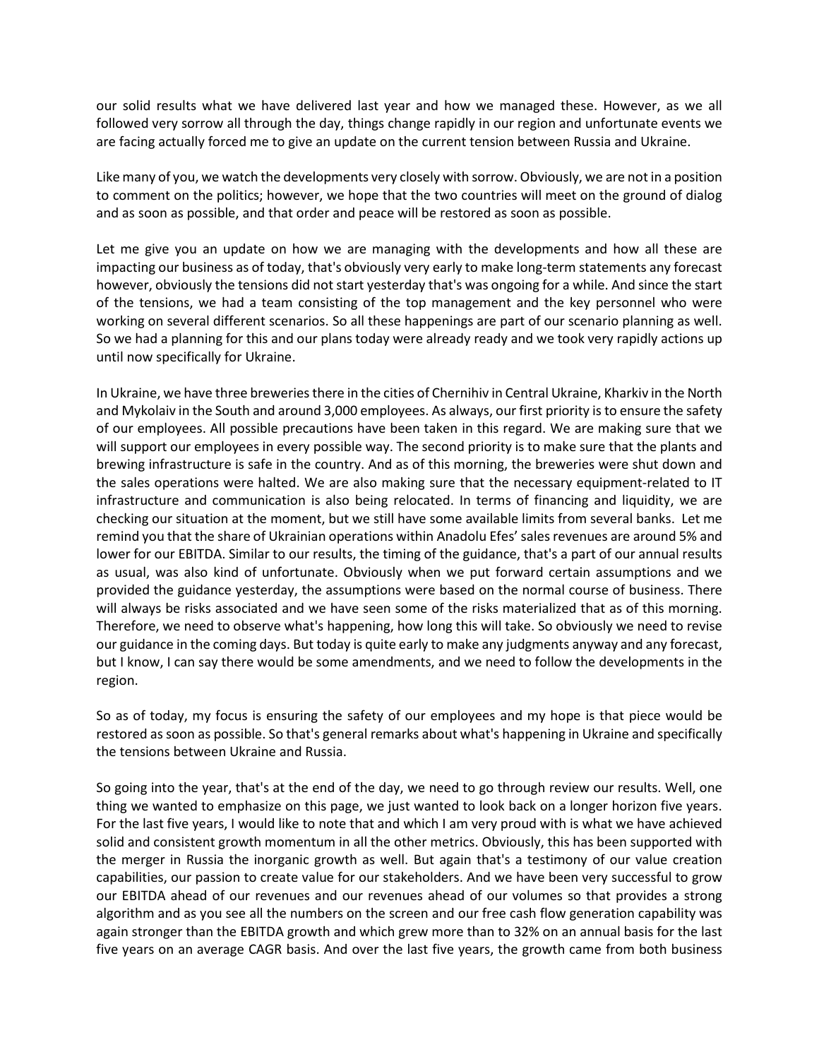our solid results what we have delivered last year and how we managed these. However, as we all followed very sorrow all through the day, things change rapidly in our region and unfortunate events we are facing actually forced me to give an update on the current tension between Russia and Ukraine.

Like many of you, we watch the developments very closely with sorrow. Obviously, we are not in a position to comment on the politics; however, we hope that the two countries will meet on the ground of dialog and as soon as possible, and that order and peace will be restored as soon as possible.

Let me give you an update on how we are managing with the developments and how all these are impacting our business as of today, that's obviously very early to make long-term statements any forecast however, obviously the tensions did not start yesterday that's was ongoing for a while. And since the start of the tensions, we had a team consisting of the top management and the key personnel who were working on several different scenarios. So all these happenings are part of our scenario planning as well. So we had a planning for this and our plans today were already ready and we took very rapidly actions up until now specifically for Ukraine.

In Ukraine, we have three breweries there in the cities of Chernihiv in Central Ukraine, Kharkiv in the North and Mykolaiv in the South and around 3,000 employees. As always, our first priority is to ensure the safety of our employees. All possible precautions have been taken in this regard. We are making sure that we will support our employees in every possible way. The second priority is to make sure that the plants and brewing infrastructure is safe in the country. And as of this morning, the breweries were shut down and the sales operations were halted. We are also making sure that the necessary equipment-related to IT infrastructure and communication is also being relocated. In terms of financing and liquidity, we are checking our situation at the moment, but we still have some available limits from several banks. Let me remind you that the share of Ukrainian operations within Anadolu Efes' sales revenues are around 5% and lower for our EBITDA. Similar to our results, the timing of the guidance, that's a part of our annual results as usual, was also kind of unfortunate. Obviously when we put forward certain assumptions and we provided the guidance yesterday, the assumptions were based on the normal course of business. There will always be risks associated and we have seen some of the risks materialized that as of this morning. Therefore, we need to observe what's happening, how long this will take. So obviously we need to revise our guidance in the coming days. But today is quite early to make any judgments anyway and any forecast, but I know, I can say there would be some amendments, and we need to follow the developments in the region.

So as of today, my focus is ensuring the safety of our employees and my hope is that piece would be restored as soon as possible. So that's general remarks about what's happening in Ukraine and specifically the tensions between Ukraine and Russia.

So going into the year, that's at the end of the day, we need to go through review our results. Well, one thing we wanted to emphasize on this page, we just wanted to look back on a longer horizon five years. For the last five years, I would like to note that and which I am very proud with is what we have achieved solid and consistent growth momentum in all the other metrics. Obviously, this has been supported with the merger in Russia the inorganic growth as well. But again that's a testimony of our value creation capabilities, our passion to create value for our stakeholders. And we have been very successful to grow our EBITDA ahead of our revenues and our revenues ahead of our volumes so that provides a strong algorithm and as you see all the numbers on the screen and our free cash flow generation capability was again stronger than the EBITDA growth and which grew more than to 32% on an annual basis for the last five years on an average CAGR basis. And over the last five years, the growth came from both business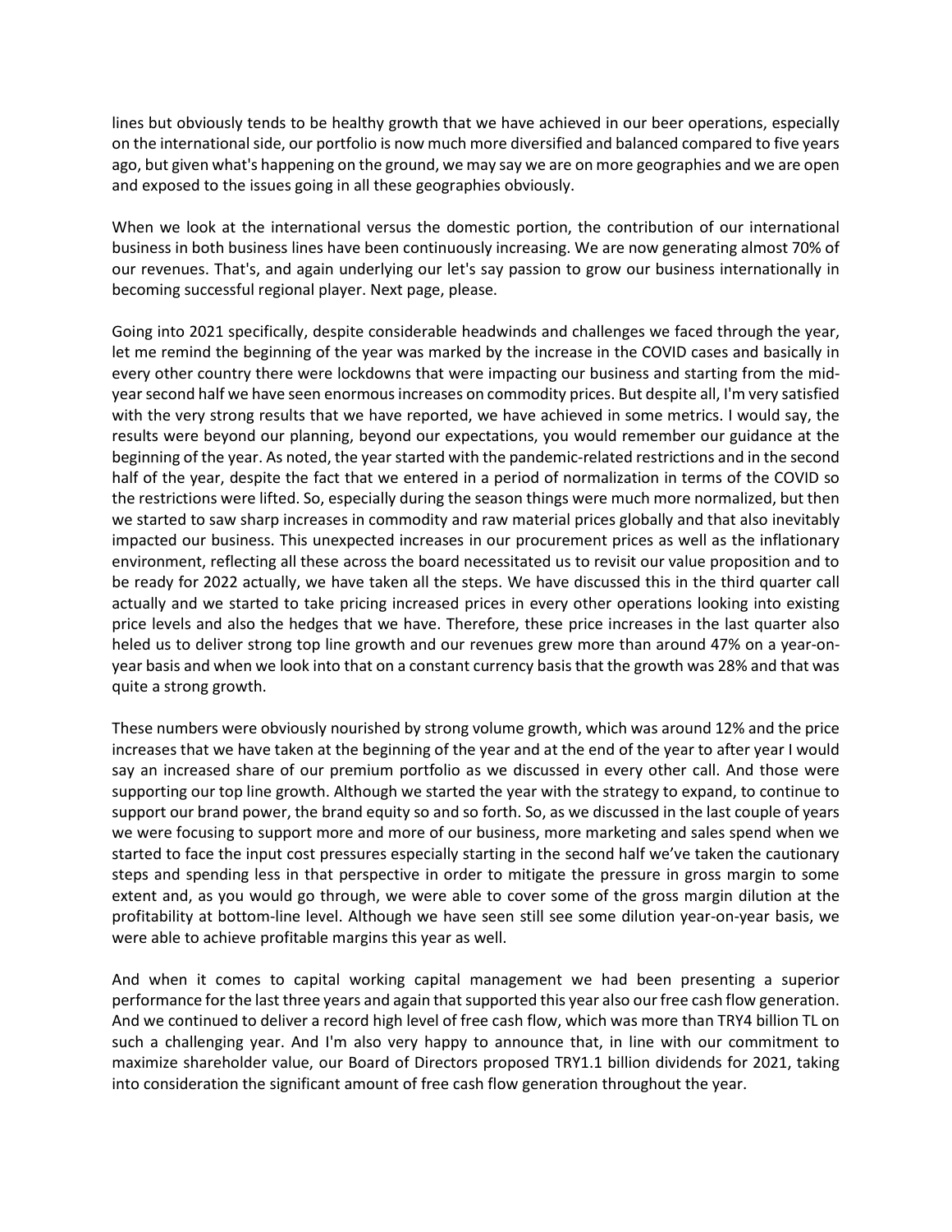lines but obviously tends to be healthy growth that we have achieved in our beer operations, especially on the international side, our portfolio is now much more diversified and balanced compared to five years ago, but given what's happening on the ground, we may say we are on more geographies and we are open and exposed to the issues going in all these geographies obviously.

When we look at the international versus the domestic portion, the contribution of our international business in both business lines have been continuously increasing. We are now generating almost 70% of our revenues. That's, and again underlying our let's say passion to grow our business internationally in becoming successful regional player. Next page, please.

Going into 2021 specifically, despite considerable headwinds and challenges we faced through the year, let me remind the beginning of the year was marked by the increase in the COVID cases and basically in every other country there were lockdowns that were impacting our business and starting from the mid-year second half we have seen enormous increases on commodity prices. But despite all, I'm very satisfied with the very strong results that we have reported, we have achieved in some metrics. I would say, the results were beyond our planning, beyond our expectations, you would remember our guidance at the beginning of the year. As noted, the year started with the pandemic-related restrictions and in the second half of the year, despite the fact that we entered in a period of normalization in terms of the COVID so the restrictions were lifted. So, especially during the season things were much more normalized, but then we started to saw sharp increases in commodity and raw material prices globally and that also inevitably impacted our business. This unexpected increases in our procurement prices as well as the inflationary environment, reflecting all these across the board necessitated us to revisit our value proposition and to be ready for 2022 actually, we have taken all the steps. We have discussed this in the third quarter call actually and we started to take pricing increased prices in every other operations looking into existing price levels and also the hedges that we have. Therefore, these price increases in the last quarter also heled us to deliver strong top line growth and our revenues grew more than around 47% on a year-on-year basis and when we look into that on a constant currency basis that the growth was 28% and that was quite a strong growth.

These numbers were obviously nourished by strong volume growth, which was around 12% and the price increases that we have taken at the beginning of the year and at the end of the year to after year I would say an increased share of our premium portfolio as we discussed in every other call. And those were supporting our top line growth. Although we started the year with the strategy to expand, to continue to support our brand power, the brand equity so and so forth. So, as we discussed in the last couple of years we were focusing to support more and more of our business, more marketing and sales spend when we started to face the input cost pressures especially starting in the second half we've taken the cautionary steps and spending less in that perspective in order to mitigate the pressure in gross margin to some extent and, as you would go through, we were able to cover some of the gross margin dilution at the profitability at bottom-line level. Although we have seen still see some dilution year-on-year basis, we were able to achieve profitable margins this year as well.

And when it comes to capital working capital management we had been presenting a superior performance for the last three years and again that supported this year also our free cash flow generation. And we continued to deliver a record high level of free cash flow, which was more than TRY4 billion TL on such a challenging year. And I'm also very happy to announce that, in line with our commitment to maximize shareholder value, our Board of Directors proposed TRY1.1 billion dividends for 2021, taking into consideration the significant amount of free cash flow generation throughout the year.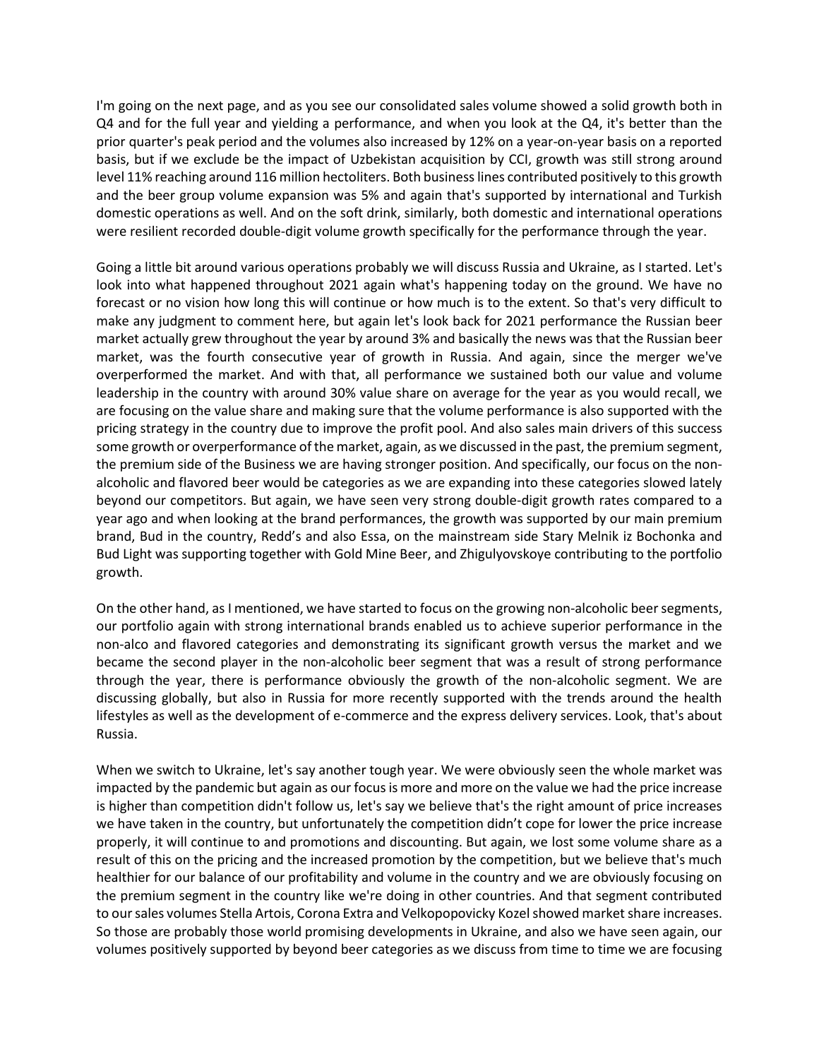I'm going on the next page, and as you see our consolidated sales volume showed a solid growth both in Q4 and for the full year and yielding a performance, and when you look at the Q4, it's better than the prior quarter's peak period and the volumes also increased by 12% on a year-on-year basis on a reported basis, but if we exclude be the impact of Uzbekistan acquisition by CCI, growth was still strong around level 11% reaching around 116 million hectoliters. Both business lines contributed positively to this growth and the beer group volume expansion was 5% and again that's supported by international and Turkish domestic operations as well. And on the soft drink, similarly, both domestic and international operations were resilient recorded double-digit volume growth specifically for the performance through the year.

Going a little bit around various operations probably we will discuss Russia and Ukraine, as I started. Let's look into what happened throughout 2021 again what's happening today on the ground. We have no forecast or no vision how long this will continue or how much is to the extent. So that's very difficult to make any judgment to comment here, but again let's look back for 2021 performance the Russian beer market actually grew throughout the year by around 3% and basically the news was that the Russian beer market, was the fourth consecutive year of growth in Russia. And again, since the merger we've overperformed the market. And with that, all performance we sustained both our value and volume leadership in the country with around 30% value share on average for the year as you would recall, we are focusing on the value share and making sure that the volume performance is also supported with the pricing strategy in the country due to improve the profit pool. And also sales main drivers of this success some growth or overperformance of the market, again, as we discussed in the past, the premium segment, the premium side of the Business we are having stronger position. And specifically, our focus on the non-alcoholic and flavored beer would be categories as we are expanding into these categories slowed lately beyond our competitors. But again, we have seen very strong double-digit growth rates compared to a year ago and when looking at the brand performances, the growth was supported by our main premium brand, Bud in the country, Redd's and also Essa, on the mainstream side Stary Melnik iz Bochonka and Bud Light was supporting together with Gold Mine Beer, and Zhigulyovskoye contributing to the portfolio growth.

On the other hand, as I mentioned, we have started to focus on the growing non-alcoholic beer segments, our portfolio again with strong international brands enabled us to achieve superior performance in the non-alco and flavored categories and demonstrating its significant growth versus the market and we became the second player in the non-alcoholic beer segment that was a result of strong performance through the year, there is performance obviously the growth of the non-alcoholic segment. We are discussing globally, but also in Russia for more recently supported with the trends around the health lifestyles as well as the development of e-commerce and the express delivery services. Look, that's about Russia.

When we switch to Ukraine, let's say another tough year. We were obviously seen the whole market was impacted by the pandemic but again as our focus is more and more on the value we had the price increase is higher than competition didn't follow us, let's say we believe that's the right amount of price increases we have taken in the country, but unfortunately the competition didn't cope for lower the price increase properly, it will continue to and promotions and discounting. But again, we lost some volume share as a result of this on the pricing and the increased promotion by the competition, but we believe that's much healthier for our balance of our profitability and volume in the country and we are obviously focusing on the premium segment in the country like we're doing in other countries. And that segment contributed to our sales volumes Stella Artois, Corona Extra and Velkopopovicky Kozel showed market share increases. So those are probably those world promising developments in Ukraine, and also we have seen again, our volumes positively supported by beyond beer categories as we discuss from time to time we are focusing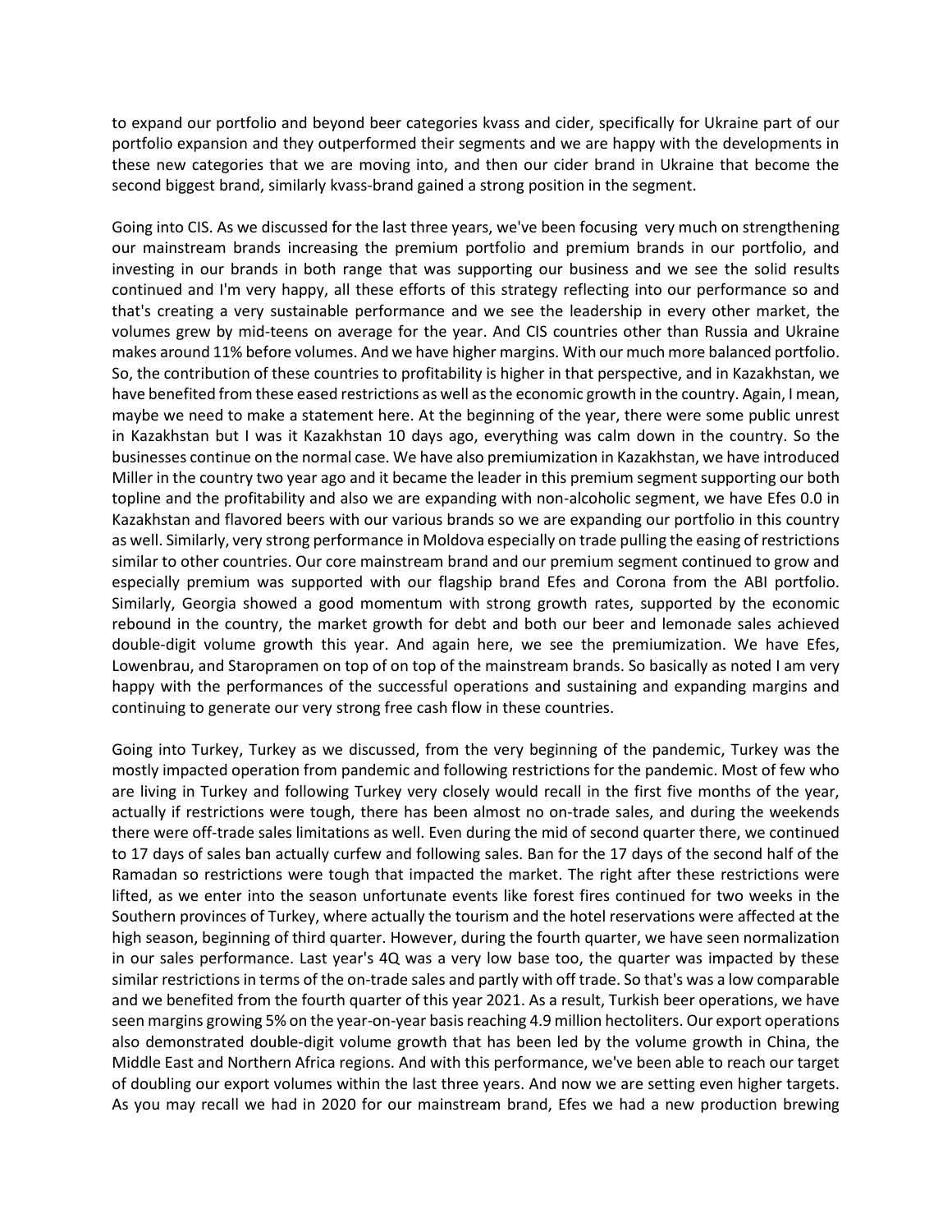to expand our portfolio and beyond beer categories kvass and cider, specifically for Ukraine part of our portfolio expansion and they outperformed their segments and we are happy with the developments in these new categories that we are moving into, and then our cider brand in Ukraine that become the second biggest brand, similarly kvass-brand gained a strong position in the segment.

Going into CIS. As we discussed for the last three years, we've been focusing very much on strengthening our mainstream brands increasing the premium portfolio and premium brands in our portfolio, and investing in our brands in both range that was supporting our business and we see the solid results continued and I'm very happy, all these efforts of this strategy reflecting into our performance so and that's creating a very sustainable performance and we see the leadership in every other market, the volumes grew by mid-teens on average for the year. And CIS countries other than Russia and Ukraine makes around 11% before volumes. And we have higher margins. With our much more balanced portfolio. So, the contribution of these countries to profitability is higher in that perspective, and in Kazakhstan, we have benefited from these eased restrictions as well as the economic growth in the country. Again, I mean, maybe we need to make a statement here. At the beginning of the year, there were some public unrest in Kazakhstan but I was it Kazakhstan 10 days ago, everything was calm down in the country. So the businesses continue on the normal case. We have also premiumization in Kazakhstan, we have introduced Miller in the country two year ago and it became the leader in this premium segment supporting our both topline and the profitability and also we are expanding with non-alcoholic segment, we have Efes 0.0 in Kazakhstan and flavored beers with our various brands so we are expanding our portfolio in this country as well. Similarly, very strong performance in Moldova especially on trade pulling the easing of restrictions similar to other countries. Our core mainstream brand and our premium segment continued to grow and especially premium was supported with our flagship brand Efes and Corona from the ABI portfolio. Similarly, Georgia showed a good momentum with strong growth rates, supported by the economic rebound in the country, the market growth for debt and both our beer and lemonade sales achieved double-digit volume growth this year. And again here, we see the premiumization. We have Efes, Lowenbrau, and Staropramen on top of on top of the mainstream brands. So basically as noted I am very happy with the performances of the successful operations and sustaining and expanding margins and continuing to generate our very strong free cash flow in these countries.

Going into Turkey, Turkey as we discussed, from the very beginning of the pandemic, Turkey was the mostly impacted operation from pandemic and following restrictions for the pandemic. Most of few who are living in Turkey and following Turkey very closely would recall in the first five months of the year, actually if restrictions were tough, there has been almost no on-trade sales, and during the weekends there were off-trade sales limitations as well. Even during the mid of second quarter there, we continued to 17 days of sales ban actually curfew and following sales. Ban for the 17 days of the second half of the Ramadan so restrictions were tough that impacted the market. The right after these restrictions were lifted, as we enter into the season unfortunate events like forest fires continued for two weeks in the Southern provinces of Turkey, where actually the tourism and the hotel reservations were affected at the high season, beginning of third quarter. However, during the fourth quarter, we have seen normalization in our sales performance. Last year's 4Q was a very low base too, the quarter was impacted by these similar restrictions in terms of the on-trade sales and partly with off trade. So that's was a low comparable and we benefited from the fourth quarter of this year 2021. As a result, Turkish beer operations, we have seen margins growing 5% on the year-on-year basis reaching 4.9 million hectoliters. Our export operations also demonstrated double-digit volume growth that has been led by the volume growth in China, the Middle East and Northern Africa regions. And with this performance, we've been able to reach our target of doubling our export volumes within the last three years. And now we are setting even higher targets. As you may recall we had in 2020 for our mainstream brand, Efes we had a new production brewing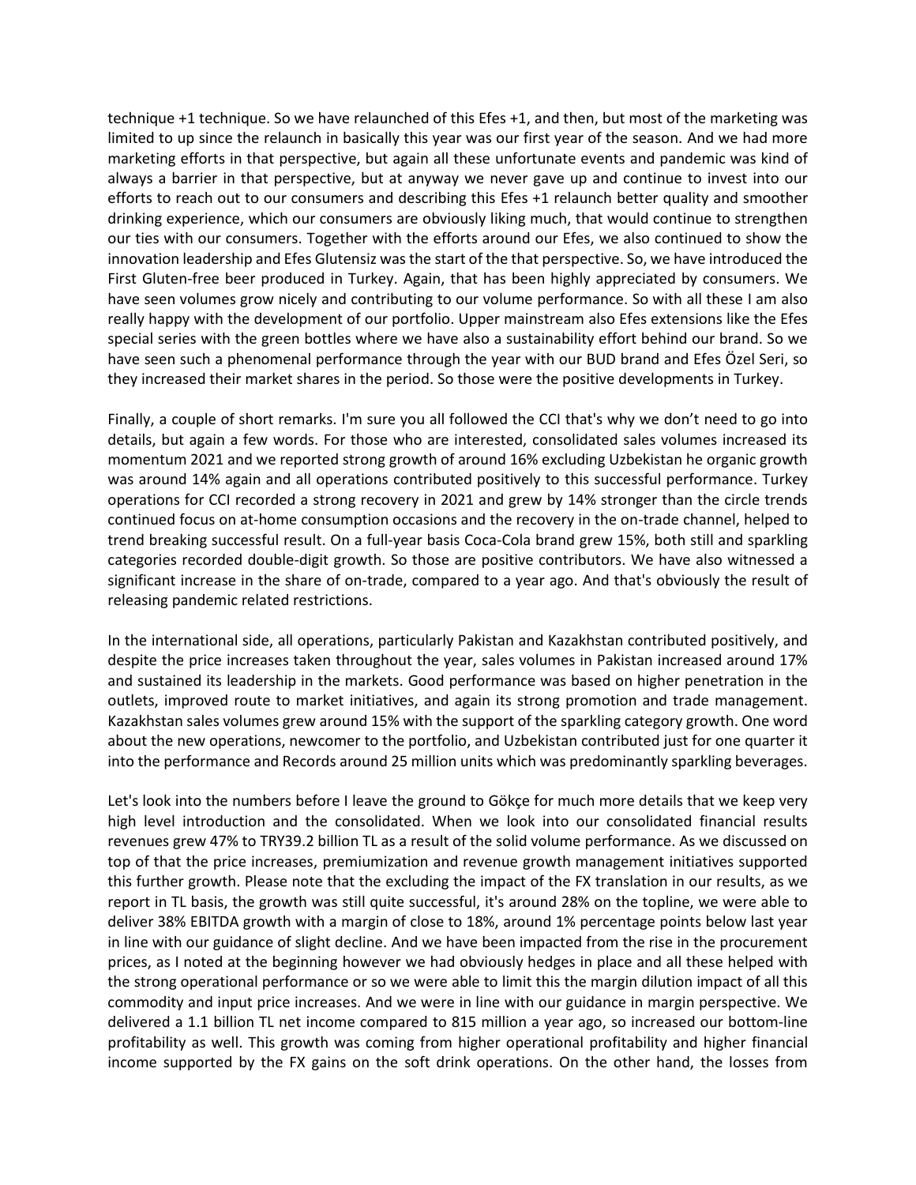technique +1 technique. So we have relaunched of this Efes +1, and then, but most of the marketing was limited to up since the relaunch in basically this year was our first year of the season. And we had more marketing efforts in that perspective, but again all these unfortunate events and pandemic was kind of always a barrier in that perspective, but at anyway we never gave up and continue to invest into our efforts to reach out to our consumers and describing this Efes +1 relaunch better quality and smoother drinking experience, which our consumers are obviously liking much, that would continue to strengthen our ties with our consumers. Together with the efforts around our Efes, we also continued to show the innovation leadership and Efes Glutensiz was the start of the that perspective. So, we have introduced the First Gluten-free beer produced in Turkey. Again, that has been highly appreciated by consumers. We have seen volumes grow nicely and contributing to our volume performance. So with all these I am also really happy with the development of our portfolio. Upper mainstream also Efes extensions like the Efes special series with the green bottles where we have also a sustainability effort behind our brand. So we have seen such a phenomenal performance through the year with our BUD brand and Efes Özel Seri, so they increased their market shares in the period. So those were the positive developments in Turkey.

Finally, a couple of short remarks. I'm sure you all followed the CCI that's why we don't need to go into details, but again a few words. For those who are interested, consolidated sales volumes increased its momentum 2021 and we reported strong growth of around 16% excluding Uzbekistan he organic growth was around 14% again and all operations contributed positively to this successful performance. Turkey operations for CCI recorded a strong recovery in 2021 and grew by 14% stronger than the circle trends continued focus on at-home consumption occasions and the recovery in the on-trade channel, helped to trend breaking successful result. On a full-year basis Coca-Cola brand grew 15%, both still and sparkling categories recorded double-digit growth. So those are positive contributors. We have also witnessed a significant increase in the share of on-trade, compared to a year ago. And that's obviously the result of releasing pandemic related restrictions.

In the international side, all operations, particularly Pakistan and Kazakhstan contributed positively, and despite the price increases taken throughout the year, sales volumes in Pakistan increased around 17% and sustained its leadership in the markets. Good performance was based on higher penetration in the outlets, improved route to market initiatives, and again its strong promotion and trade management. Kazakhstan sales volumes grew around 15% with the support of the sparkling category growth. One word about the new operations, newcomer to the portfolio, and Uzbekistan contributed just for one quarter it into the performance and Records around 25 million units which was predominantly sparkling beverages.

Let's look into the numbers before I leave the ground to Gökçe for much more details that we keep very high level introduction and the consolidated. When we look into our consolidated financial results revenues grew 47% to TRY39.2 billion TL as a result of the solid volume performance. As we discussed on top of that the price increases, premiumization and revenue growth management initiatives supported this further growth. Please note that the excluding the impact of the FX translation in our results, as we report in TL basis, the growth was still quite successful, it's around 28% on the topline, we were able to deliver 38% EBITDA growth with a margin of close to 18%, around 1% percentage points below last year in line with our guidance of slight decline. And we have been impacted from the rise in the procurement prices, as I noted at the beginning however we had obviously hedges in place and all these helped with the strong operational performance or so we were able to limit this the margin dilution impact of all this commodity and input price increases. And we were in line with our guidance in margin perspective. We delivered a 1.1 billion TL net income compared to 815 million a year ago, so increased our bottom-line profitability as well. This growth was coming from higher operational profitability and higher financial income supported by the FX gains on the soft drink operations. On the other hand, the losses from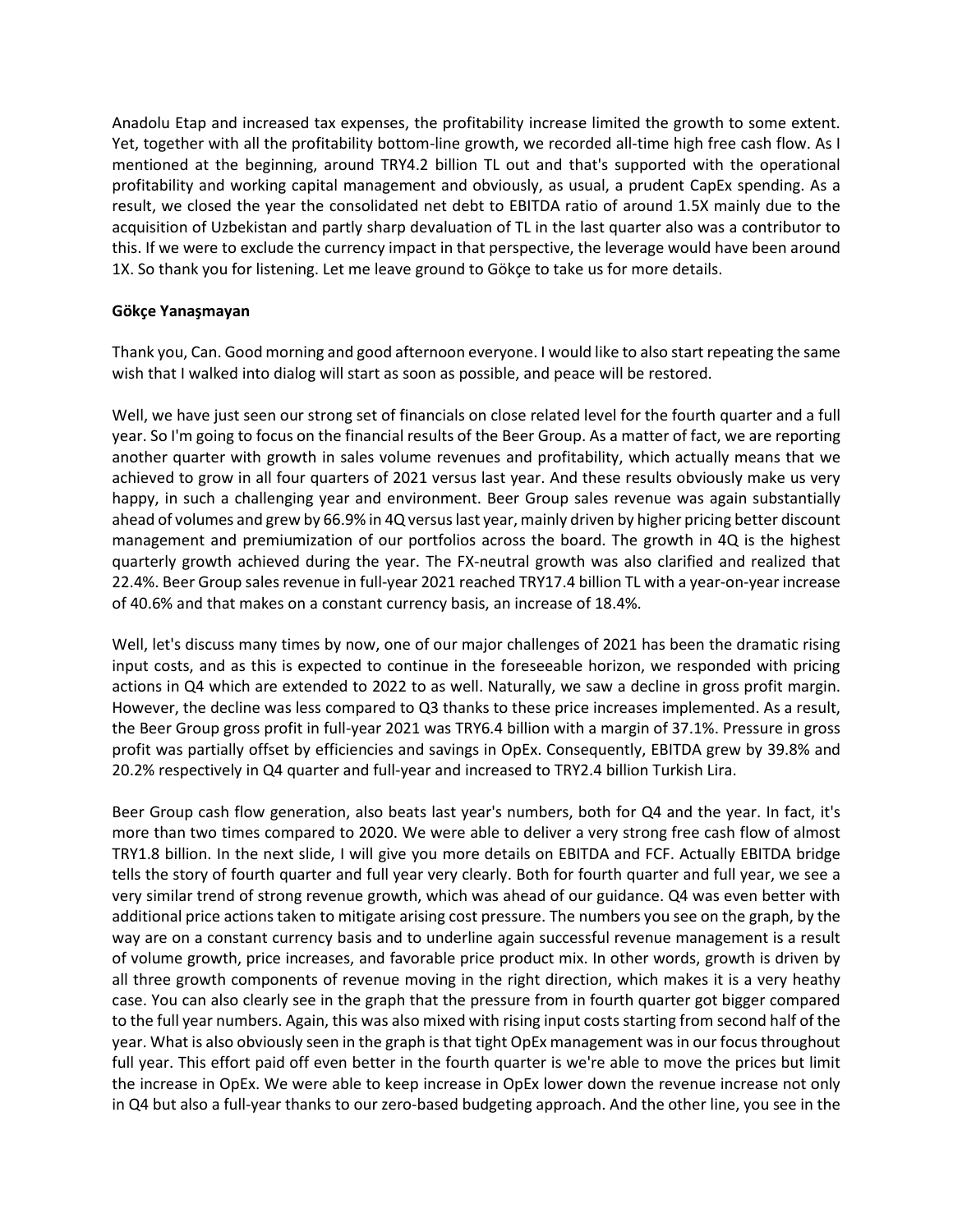Anadolu Etap and increased tax expenses, the profitability increase limited the growth to some extent. Yet, together with all the profitability bottom-line growth, we recorded all-time high free cash flow. As I mentioned at the beginning, around TRY4.2 billion TL out and that's supported with the operational profitability and working capital management and obviously, as usual, a prudent CapEx spending. As a result, we closed the year the consolidated net debt to EBITDA ratio of around 1.5X mainly due to the acquisition of Uzbekistan and partly sharp devaluation of TL in the last quarter also was a contributor to this. If we were to exclude the currency impact in that perspective, the leverage would have been around 1X. So thank you for listening. Let me leave ground to Gökçe to take us for more details.

**Gökçe Yanaşmayan**

Thank you, Can. Good morning and good afternoon everyone. I would like to also start repeating the same wish that I walked into dialog will start as soon as possible, and peace will be restored.

Well, we have just seen our strong set of financials on close related level for the fourth quarter and a full year. So I'm going to focus on the financial results of the Beer Group. As a matter of fact, we are reporting another quarter with growth in sales volume revenues and profitability, which actually means that we achieved to grow in all four quarters of 2021 versus last year. And these results obviously make us very happy, in such a challenging year and environment. Beer Group sales revenue was again substantially ahead of volumes and grew by 66.9% in 4Q versus last year, mainly driven by higher pricing better discount management and premiumization of our portfolios across the board. The growth in 4Q is the highest quarterly growth achieved during the year. The FX-neutral growth was also clarified and realized that 22.4%. Beer Group sales revenue in full-year 2021 reached TRY17.4 billion TL with a year-on-year increase of 40.6% and that makes on a constant currency basis, an increase of 18.4%.

Well, let's discuss many times by now, one of our major challenges of 2021 has been the dramatic rising input costs, and as this is expected to continue in the foreseeable horizon, we responded with pricing actions in Q4 which are extended to 2022 to as well. Naturally, we saw a decline in gross profit margin. However, the decline was less compared to Q3 thanks to these price increases implemented. As a result, the Beer Group gross profit in full-year 2021 was TRY6.4 billion with a margin of 37.1%. Pressure in gross profit was partially offset by efficiencies and savings in OpEx. Consequently, EBITDA grew by 39.8% and 20.2% respectively in Q4 quarter and full-year and increased to TRY2.4 billion Turkish Lira.

Beer Group cash flow generation, also beats last year's numbers, both for Q4 and the year. In fact, it's more than two times compared to 2020. We were able to deliver a very strong free cash flow of almost TRY1.8 billion. In the next slide, I will give you more details on EBITDA and FCF. Actually EBITDA bridge tells the story of fourth quarter and full year very clearly. Both for fourth quarter and full year, we see a very similar trend of strong revenue growth, which was ahead of our guidance. Q4 was even better with additional price actions taken to mitigate arising cost pressure. The numbers you see on the graph, by the way are on a constant currency basis and to underline again successful revenue management is a result of volume growth, price increases, and favorable price product mix. In other words, growth is driven by all three growth components of revenue moving in the right direction, which makes it is a very heathy case. You can also clearly see in the graph that the pressure from in fourth quarter got bigger compared to the full year numbers. Again, this was also mixed with rising input costs starting from second half of the year. What is also obviously seen in the graph is that tight OpEx management was in our focus throughout full year. This effort paid off even better in the fourth quarter is we're able to move the prices but limit the increase in OpEx. We were able to keep increase in OpEx lower down the revenue increase not only in Q4 but also a full-year thanks to our zero-based budgeting approach. And the other line, you see in the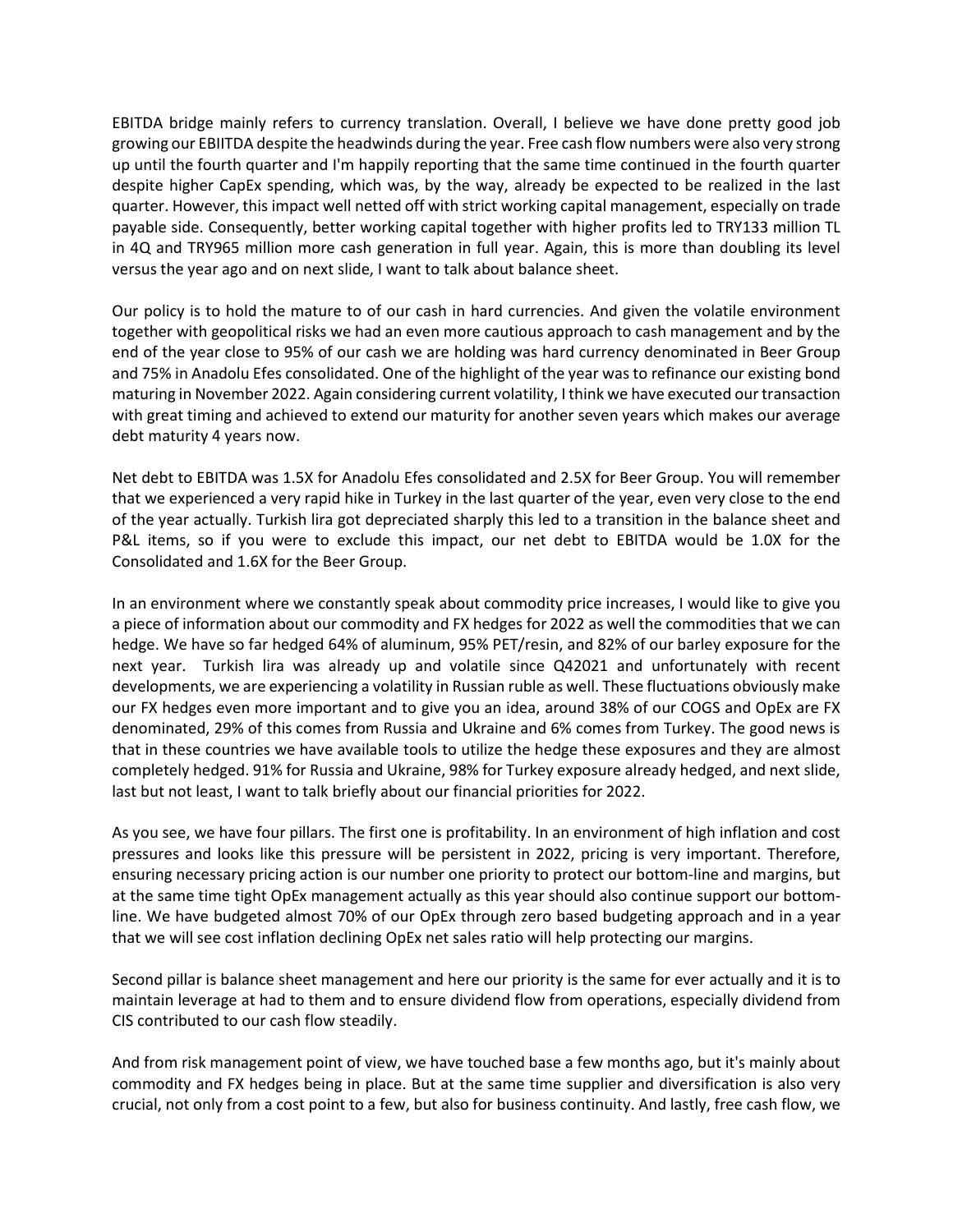EBITDA bridge mainly refers to currency translation. Overall, I believe we have done pretty good job growing our EBIITDA despite the headwinds during the year. Free cash flow numbers were also very strong up until the fourth quarter and I'm happily reporting that the same time continued in the fourth quarter despite higher CapEx spending, which was, by the way, already be expected to be realized in the last quarter. However, this impact well netted off with strict working capital management, especially on trade payable side. Consequently, better working capital together with higher profits led to TRY133 million TL in 4Q and TRY965 million more cash generation in full year. Again, this is more than doubling its level versus the year ago and on next slide, I want to talk about balance sheet.

Our policy is to hold the mature to of our cash in hard currencies. And given the volatile environment together with geopolitical risks we had an even more cautious approach to cash management and by the end of the year close to 95% of our cash we are holding was hard currency denominated in Beer Group and 75% in Anadolu Efes consolidated. One of the highlight of the year was to refinance our existing bond maturing in November 2022. Again considering current volatility, I think we have executed our transaction with great timing and achieved to extend our maturity for another seven years which makes our average debt maturity 4 years now.

Net debt to EBITDA was 1.5X for Anadolu Efes consolidated and 2.5X for Beer Group. You will remember that we experienced a very rapid hike in Turkey in the last quarter of the year, even very close to the end of the year actually. Turkish lira got depreciated sharply this led to a transition in the balance sheet and P&L items, so if you were to exclude this impact, our net debt to EBITDA would be 1.0X for the Consolidated and 1.6X for the Beer Group.

In an environment where we constantly speak about commodity price increases, I would like to give you a piece of information about our commodity and FX hedges for 2022 as well the commodities that we can hedge. We have so far hedged 64% of aluminum, 95% PET/resin, and 82% of our barley exposure for the next year. Turkish lira was already up and volatile since Q42021 and unfortunately with recent developments, we are experiencing a volatility in Russian ruble as well. These fluctuations obviously make our FX hedges even more important and to give you an idea, around 38% of our COGS and OpEx are FX denominated, 29% of this comes from Russia and Ukraine and 6% comes from Turkey. The good news is that in these countries we have available tools to utilize the hedge these exposures and they are almost completely hedged. 91% for Russia and Ukraine, 98% for Turkey exposure already hedged, and next slide, last but not least, I want to talk briefly about our financial priorities for 2022.

As you see, we have four pillars. The first one is profitability. In an environment of high inflation and cost pressures and looks like this pressure will be persistent in 2022, pricing is very important. Therefore, ensuring necessary pricing action is our number one priority to protect our bottom-line and margins, but at the same time tight OpEx management actually as this year should also continue support our bottom-line. We have budgeted almost 70% of our OpEx through zero based budgeting approach and in a year that we will see cost inflation declining OpEx net sales ratio will help protecting our margins.

Second pillar is balance sheet management and here our priority is the same for ever actually and it is to maintain leverage at had to them and to ensure dividend flow from operations, especially dividend from CIS contributed to our cash flow steadily.

And from risk management point of view, we have touched base a few months ago, but it's mainly about commodity and FX hedges being in place. But at the same time supplier and diversification is also very crucial, not only from a cost point to a few, but also for business continuity. And lastly, free cash flow, we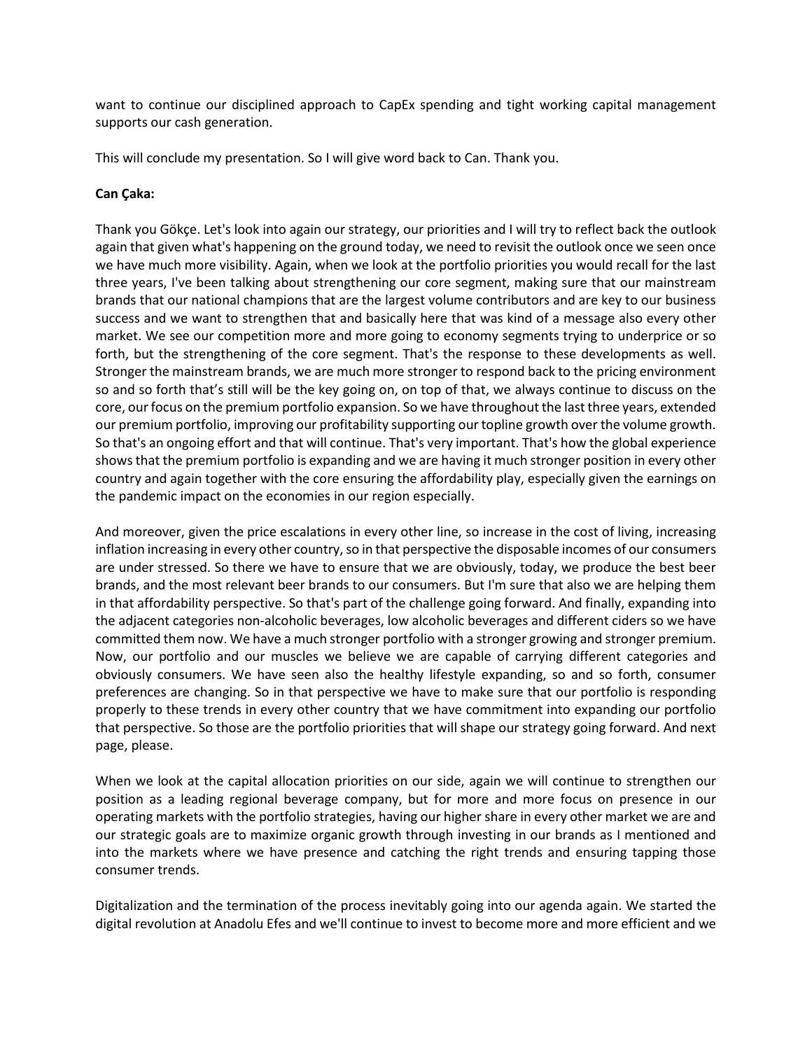want to continue our disciplined approach to CapEx spending and tight working capital management supports our cash generation.

This will conclude my presentation. So I will give word back to Can. Thank you.

**Can Çaka:**

Thank you Gökçe. Let's look into again our strategy, our priorities and I will try to reflect back the outlook again that given what's happening on the ground today, we need to revisit the outlook once we seen once we have much more visibility. Again, when we look at the portfolio priorities you would recall for the last three years, I've been talking about strengthening our core segment, making sure that our mainstream brands that our national champions that are the largest volume contributors and are key to our business success and we want to strengthen that and basically here that was kind of a message also every other market. We see our competition more and more going to economy segments trying to underprice or so forth, but the strengthening of the core segment. That's the response to these developments as well. Stronger the mainstream brands, we are much more stronger to respond back to the pricing environment so and so forth that's still will be the key going on, on top of that, we always continue to discuss on the core, our focus on the premium portfolio expansion. So we have throughout the last three years, extended our premium portfolio, improving our profitability supporting our topline growth over the volume growth. So that's an ongoing effort and that will continue. That's very important. That's how the global experience shows that the premium portfolio is expanding and we are having it much stronger position in every other country and again together with the core ensuring the affordability play, especially given the earnings on the pandemic impact on the economies in our region especially.

And moreover, given the price escalations in every other line, so increase in the cost of living, increasing inflation increasing in every other country, so in that perspective the disposable incomes of our consumers are under stressed. So there we have to ensure that we are obviously, today, we produce the best beer brands, and the most relevant beer brands to our consumers. But I'm sure that also we are helping them in that affordability perspective. So that's part of the challenge going forward. And finally, expanding into the adjacent categories non-alcoholic beverages, low alcoholic beverages and different ciders so we have committed them now. We have a much stronger portfolio with a stronger growing and stronger premium. Now, our portfolio and our muscles we believe we are capable of carrying different categories and obviously consumers. We have seen also the healthy lifestyle expanding, so and so forth, consumer preferences are changing. So in that perspective we have to make sure that our portfolio is responding properly to these trends in every other country that we have commitment into expanding our portfolio that perspective. So those are the portfolio priorities that will shape our strategy going forward. And next page, please.

When we look at the capital allocation priorities on our side, again we will continue to strengthen our position as a leading regional beverage company, but for more and more focus on presence in our operating markets with the portfolio strategies, having our higher share in every other market we are and our strategic goals are to maximize organic growth through investing in our brands as I mentioned and into the markets where we have presence and catching the right trends and ensuring tapping those consumer trends.

Digitalization and the termination of the process inevitably going into our agenda again. We started the digital revolution at Anadolu Efes and we'll continue to invest to become more and more efficient and we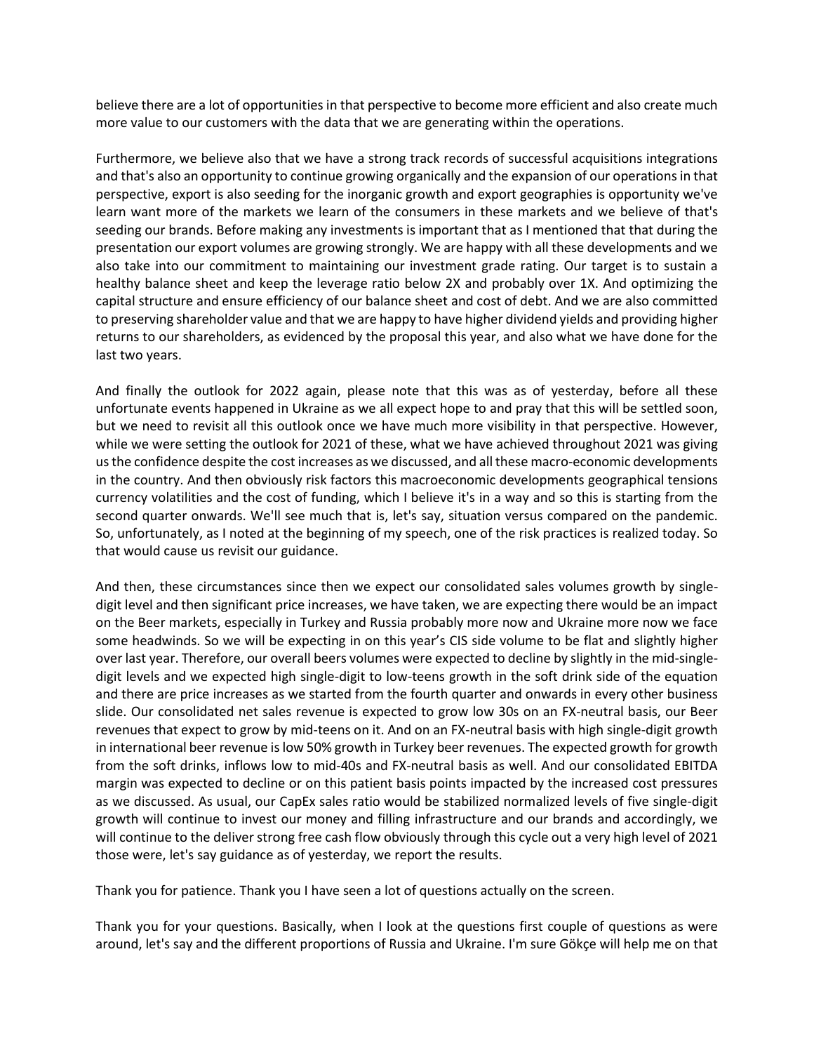believe there are a lot of opportunities in that perspective to become more efficient and also create much more value to our customers with the data that we are generating within the operations.

Furthermore, we believe also that we have a strong track records of successful acquisitions integrations and that's also an opportunity to continue growing organically and the expansion of our operations in that perspective, export is also seeding for the inorganic growth and export geographies is opportunity we've learn want more of the markets we learn of the consumers in these markets and we believe of that's seeding our brands. Before making any investments is important that as I mentioned that that during the presentation our export volumes are growing strongly. We are happy with all these developments and we also take into our commitment to maintaining our investment grade rating. Our target is to sustain a healthy balance sheet and keep the leverage ratio below 2X and probably over 1X. And optimizing the capital structure and ensure efficiency of our balance sheet and cost of debt. And we are also committed to preserving shareholder value and that we are happy to have higher dividend yields and providing higher returns to our shareholders, as evidenced by the proposal this year, and also what we have done for the last two years.

And finally the outlook for 2022 again, please note that this was as of yesterday, before all these unfortunate events happened in Ukraine as we all expect hope to and pray that this will be settled soon, but we need to revisit all this outlook once we have much more visibility in that perspective. However, while we were setting the outlook for 2021 of these, what we have achieved throughout 2021 was giving us the confidence despite the cost increases as we discussed, and all these macro-economic developments in the country. And then obviously risk factors this macroeconomic developments geographical tensions currency volatilities and the cost of funding, which I believe it's in a way and so this is starting from the second quarter onwards. We'll see much that is, let's say, situation versus compared on the pandemic. So, unfortunately, as I noted at the beginning of my speech, one of the risk practices is realized today. So that would cause us revisit our guidance.

And then, these circumstances since then we expect our consolidated sales volumes growth by single-digit level and then significant price increases, we have taken, we are expecting there would be an impact on the Beer markets, especially in Turkey and Russia probably more now and Ukraine more now we face some headwinds. So we will be expecting in on this year's CIS side volume to be flat and slightly higher over last year. Therefore, our overall beers volumes were expected to decline by slightly in the mid-single-digit levels and we expected high single-digit to low-teens growth in the soft drink side of the equation and there are price increases as we started from the fourth quarter and onwards in every other business slide. Our consolidated net sales revenue is expected to grow low 30s on an FX-neutral basis, our Beer revenues that expect to grow by mid-teens on it. And on an FX-neutral basis with high single-digit growth in international beer revenue is low 50% growth in Turkey beer revenues. The expected growth for growth from the soft drinks, inflows low to mid-40s and FX-neutral basis as well. And our consolidated EBITDA margin was expected to decline or on this patient basis points impacted by the increased cost pressures as we discussed. As usual, our CapEx sales ratio would be stabilized normalized levels of five single-digit growth will continue to invest our money and filling infrastructure and our brands and accordingly, we will continue to the deliver strong free cash flow obviously through this cycle out a very high level of 2021 those were, let's say guidance as of yesterday, we report the results.

Thank you for patience. Thank you I have seen a lot of questions actually on the screen.

Thank you for your questions. Basically, when I look at the questions first couple of questions as were around, let's say and the different proportions of Russia and Ukraine. I'm sure Gökçe will help me on that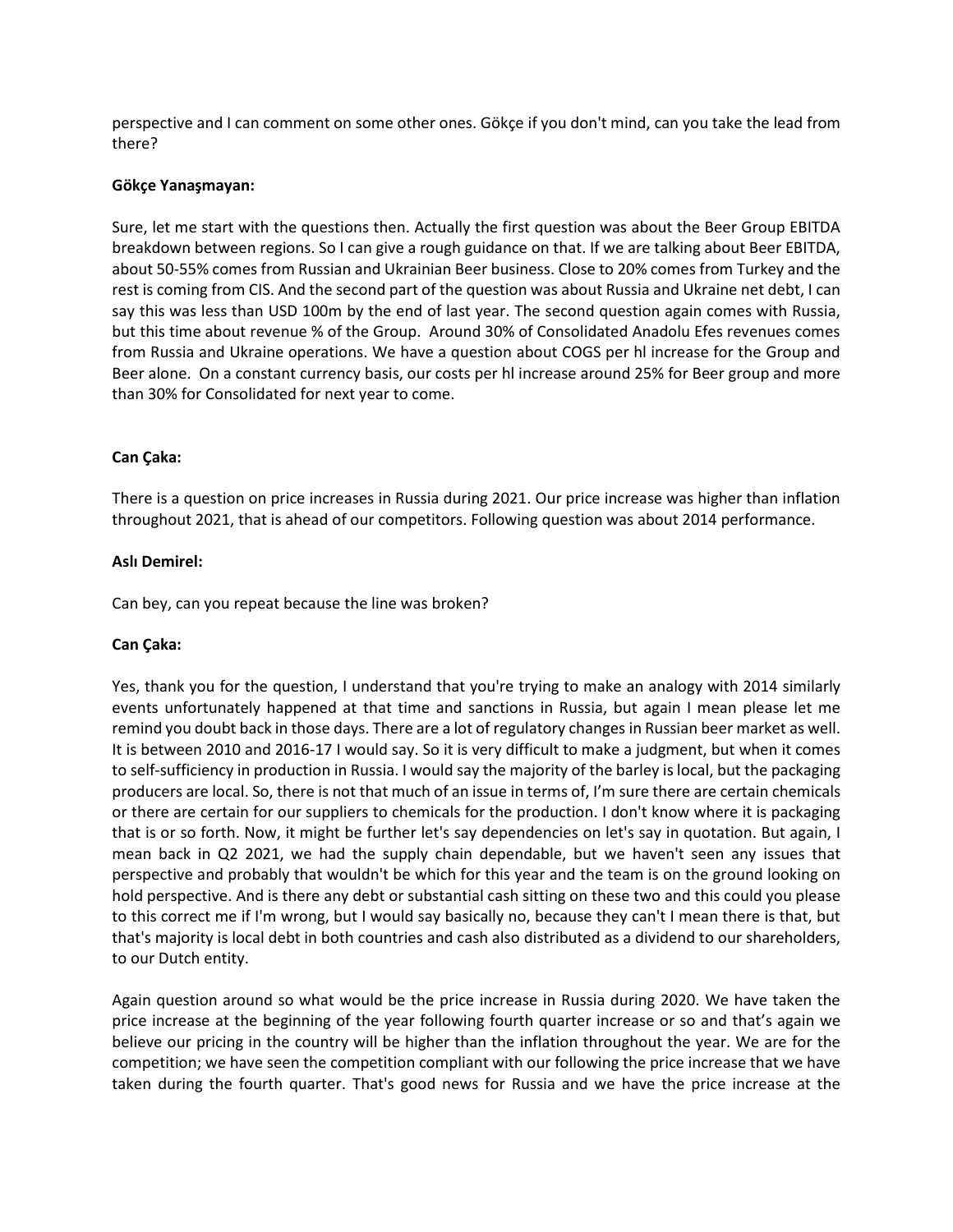perspective and I can comment on some other ones. Gökçe if you don't mind, can you take the lead from there?

**Gökçe Yanaşmayan:**

Sure, let me start with the questions then. Actually the first question was about the Beer Group EBITDA breakdown between regions. So I can give a rough guidance on that. If we are talking about Beer EBITDA, about 50-55% comes from Russian and Ukrainian Beer business. Close to 20% comes from Turkey and the rest is coming from CIS. And the second part of the question was about Russia and Ukraine net debt, I can say this was less than USD 100m by the end of last year. The second question again comes with Russia, but this time about revenue % of the Group. Around 30% of Consolidated Anadolu Efes revenues comes from Russia and Ukraine operations. We have a question about COGS per hl increase for the Group and Beer alone. On a constant currency basis, our costs per hl increase around 25% for Beer group and more than 30% for Consolidated for next year to come.

**Can Çaka:**

There is a question on price increases in Russia during 2021. Our price increase was higher than inflation throughout 2021, that is ahead of our competitors. Following question was about 2014 performance.

**Aslı Demirel:**

Can bey, can you repeat because the line was broken?

**Can Çaka:**

Yes, thank you for the question, I understand that you're trying to make an analogy with 2014 similarly events unfortunately happened at that time and sanctions in Russia, but again I mean please let me remind you doubt back in those days. There are a lot of regulatory changes in Russian beer market as well. It is between 2010 and 2016-17 I would say. So it is very difficult to make a judgment, but when it comes to self-sufficiency in production in Russia. I would say the majority of the barley is local, but the packaging producers are local. So, there is not that much of an issue in terms of, I'm sure there are certain chemicals or there are certain for our suppliers to chemicals for the production. I don't know where it is packaging that is or so forth. Now, it might be further let's say dependencies on let's say in quotation. But again, I mean back in Q2 2021, we had the supply chain dependable, but we haven't seen any issues that perspective and probably that wouldn't be which for this year and the team is on the ground looking on hold perspective. And is there any debt or substantial cash sitting on these two and this could you please to this correct me if I'm wrong, but I would say basically no, because they can't I mean there is that, but that's majority is local debt in both countries and cash also distributed as a dividend to our shareholders, to our Dutch entity.

Again question around so what would be the price increase in Russia during 2020. We have taken the price increase at the beginning of the year following fourth quarter increase or so and that's again we believe our pricing in the country will be higher than the inflation throughout the year. We are for the competition; we have seen the competition compliant with our following the price increase that we have taken during the fourth quarter. That's good news for Russia and we have the price increase at the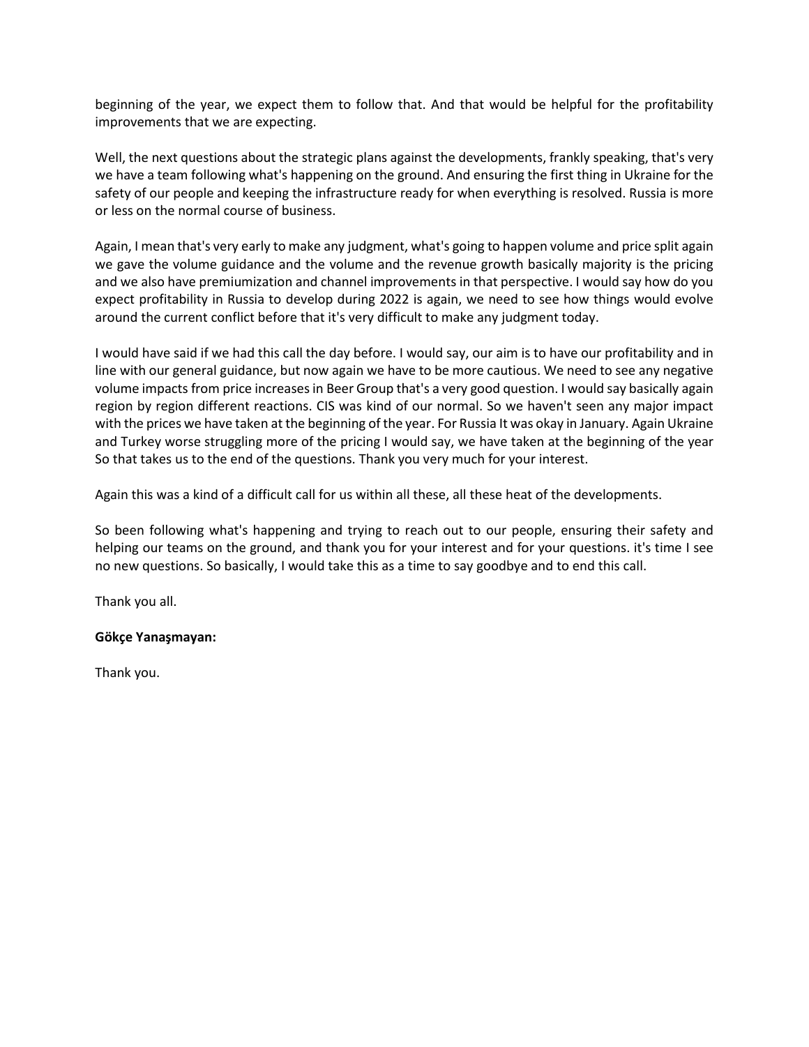beginning of the year, we expect them to follow that. And that would be helpful for the profitability improvements that we are expecting.

Well, the next questions about the strategic plans against the developments, frankly speaking, that's very we have a team following what's happening on the ground. And ensuring the first thing in Ukraine for the safety of our people and keeping the infrastructure ready for when everything is resolved. Russia is more or less on the normal course of business.

Again, I mean that's very early to make any judgment, what's going to happen volume and price split again we gave the volume guidance and the volume and the revenue growth basically majority is the pricing and we also have premiumization and channel improvements in that perspective. I would say how do you expect profitability in Russia to develop during 2022 is again, we need to see how things would evolve around the current conflict before that it's very difficult to make any judgment today.

I would have said if we had this call the day before. I would say, our aim is to have our profitability and in line with our general guidance, but now again we have to be more cautious. We need to see any negative volume impacts from price increases in Beer Group that's a very good question. I would say basically again region by region different reactions. CIS was kind of our normal. So we haven't seen any major impact with the prices we have taken at the beginning of the year. For Russia It was okay in January. Again Ukraine and Turkey worse struggling more of the pricing I would say, we have taken at the beginning of the year So that takes us to the end of the questions. Thank you very much for your interest.

Again this was a kind of a difficult call for us within all these, all these heat of the developments.

So been following what's happening and trying to reach out to our people, ensuring their safety and helping our teams on the ground, and thank you for your interest and for your questions. it's time I see no new questions. So basically, I would take this as a time to say goodbye and to end this call.

Thank you all.

**Gökçe Yanaşmayan:**

Thank you.